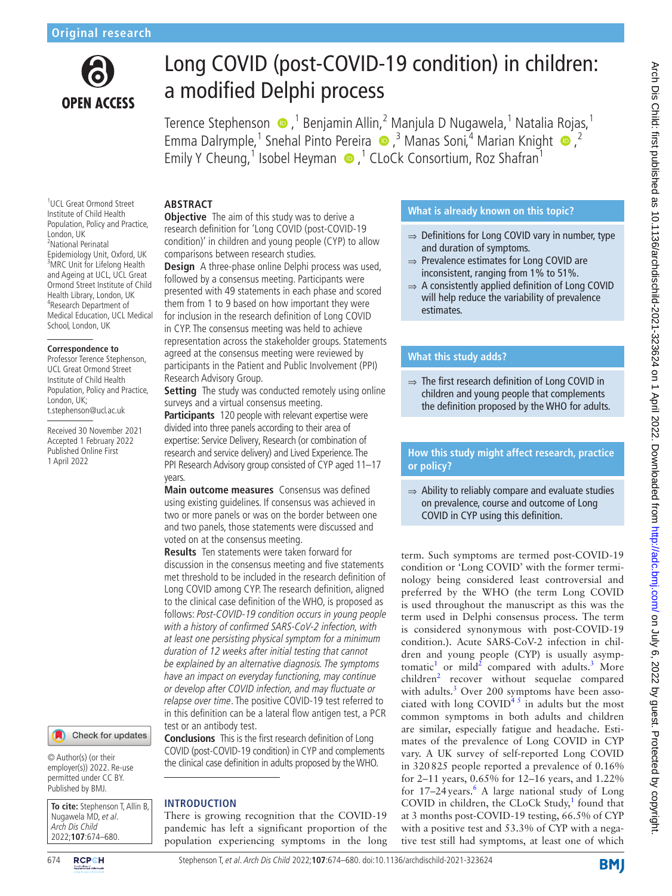Original research

# Long COVID (post-COVID-19 condition) in children: a modified Delphi process

Terence Stephenson ,[1] Benjamin Allin,[2] Manjula D Nugawela,[1] Natalia Rojas,[1] Emma Dalrymple,[1] Snehal Pinto Pereira ,[3] Manas Soni,[4] Marian Knight ,[2] Emily Y Cheung,[1] Isobel Heyman ,[1] CLoCk Consortium, Roz Shafran[1]

[1]UCL Great Ormond Street Institute of Child Health Population, Policy and Practice, London, UK
[2]National Perinatal Epidemiology Unit, Oxford, UK
[3]MRC Unit for Lifelong Health and Ageing at UCL, UCL Great Ormond Street Institute of Child Health Library, London, UK
[4]Research Department of Medical Education, UCL Medical School, London, UK

**Correspondence to**
Professor Terence Stephenson, UCL Great Ormond Street Institute of Child Health Population, Policy and Practice, London, UK; t.stephenson@ucl.ac.uk

Received 30 November 2021
Accepted 1 February 2022
Published Online First 1 April 2022

© Author(s) (or their employer(s)) 2022. Re-use permitted under CC BY. Published by BMJ.

**To cite:** Stephenson T, Allin B, Nugawela MD, *et al*. *Arch Dis Child* 2022;**107**:674–680.

## ABSTRACT

**Objective** The aim of this study was to derive a research definition for 'Long COVID (post-COVID-19 condition)' in children and young people (CYP) to allow comparisons between research studies.

**Design** A three-phase online Delphi process was used, followed by a consensus meeting. Participants were presented with 49 statements in each phase and scored them from 1 to 9 based on how important they were for inclusion in the research definition of Long COVID in CYP. The consensus meeting was held to achieve representation across the stakeholder groups. Statements agreed at the consensus meeting were reviewed by participants in the Patient and Public Involvement (PPI) Research Advisory Group.

**Setting** The study was conducted remotely using online surveys and a virtual consensus meeting.

**Participants** 120 people with relevant expertise were divided into three panels according to their area of expertise: Service Delivery, Research (or combination of research and service delivery) and Lived Experience. The PPI Research Advisory group consisted of CYP aged 11–17 years.

**Main outcome measures** Consensus was defined using existing guidelines. If consensus was achieved in two or more panels or was on the border between one and two panels, those statements were discussed and voted on at the consensus meeting.

**Results** Ten statements were taken forward for discussion in the consensus meeting and five statements met threshold to be included in the research definition of Long COVID among CYP. The research definition, aligned to the clinical case definition of the WHO, is proposed as follows: *Post-COVID-19 condition occurs in young people with a history of confirmed SARS-CoV-2 infection, with at least one persisting physical symptom for a minimum duration of 12 weeks after initial testing that cannot be explained by an alternative diagnosis. The symptoms have an impact on everyday functioning, may continue or develop after COVID infection, and may fluctuate or relapse over time*. The positive COVID-19 test referred to in this definition can be a lateral flow antigen test, a PCR test or an antibody test.

**Conclusions** This is the first research definition of Long COVID (post-COVID-19 condition) in CYP and complements the clinical case definition in adults proposed by the WHO.

### What is already known on this topic?

- ⇒ Definitions for Long COVID vary in number, type and duration of symptoms.
- ⇒ Prevalence estimates for Long COVID are inconsistent, ranging from 1% to 51%.
- ⇒ A consistently applied definition of Long COVID will help reduce the variability of prevalence estimates.

### What this study adds?

- ⇒ The first research definition of Long COVID in children and young people that complements the definition proposed by the WHO for adults.

### How this study might affect research, practice or policy?

- ⇒ Ability to reliably compare and evaluate studies on prevalence, course and outcome of Long COVID in CYP using this definition.

## INTRODUCTION

There is growing recognition that the COVID-19 pandemic has left a significant proportion of the population experiencing symptoms in the long term. Such symptoms are termed post-COVID-19 condition or 'Long COVID' with the former terminology being considered least controversial and preferred by the WHO (the term Long COVID is used throughout the manuscript as this was the term used in Delphi consensus process. The term is considered synonymous with post-COVID-19 condition.). Acute SARS-CoV-2 infection in children and young people (CYP) is usually asymptomatic[1] or mild[2] compared with adults.[3] More children[2] recover without sequelae compared with adults.[3] Over 200 symptoms have been associated with long COVID[4 5] in adults but the most common symptoms in both adults and children are similar, especially fatigue and headache. Estimates of the prevalence of Long COVID in CYP vary. A UK survey of self-reported Long COVID in 320 825 people reported a prevalence of 0.16% for 2–11 years, 0.65% for 12–16 years, and 1.22% for 17–24 years.[6] A large national study of Long COVID in children, the CLoCk Study,[1] found that at 3 months post-COVID-19 testing, 66.5% of CYP with a positive test and 53.3% of CYP with a negative test still had symptoms, at least one of which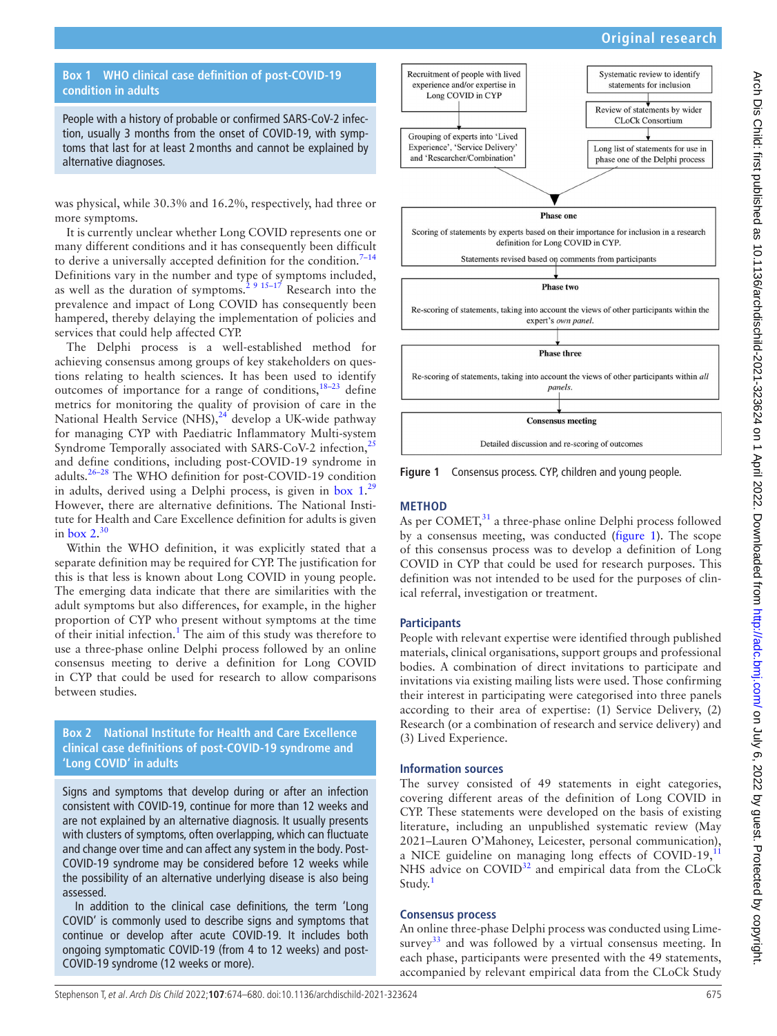> **Box 1 WHO clinical case definition of post-COVID-19 condition in adults**
>
> People with a history of probable or confirmed SARS-CoV-2 infection, usually 3 months from the onset of COVID-19, with symptoms that last for at least 2 months and cannot be explained by alternative diagnoses.

was physical, while 30.3% and 16.2%, respectively, had three or more symptoms.

It is currently unclear whether Long COVID represents one or many different conditions and it has consequently been difficult to derive a universally accepted definition for the condition.[7–14] Definitions vary in the number and type of symptoms included, as well as the duration of symptoms.[2 9 15–17] Research into the prevalence and impact of Long COVID has consequently been hampered, thereby delaying the implementation of policies and services that could help affected CYP.

The Delphi process is a well-established method for achieving consensus among groups of key stakeholders on questions relating to health sciences. It has been used to identify outcomes of importance for a range of conditions,[18–23] define metrics for monitoring the quality of provision of care in the National Health Service (NHS),[24] develop a UK-wide pathway for managing CYP with Paediatric Inflammatory Multi-system Syndrome Temporally associated with SARS-CoV-2 infection,[25] and define conditions, including post-COVID-19 syndrome in adults.[26–28] The WHO definition for post-COVID-19 condition in adults, derived using a Delphi process, is given in box 1.[29] However, there are alternative definitions. The National Institute for Health and Care Excellence definition for adults is given in box 2.[30]

Within the WHO definition, it was explicitly stated that a separate definition may be required for CYP. The justification for this is that less is known about Long COVID in young people. The emerging data indicate that there are similarities with the adult symptoms but also differences, for example, in the higher proportion of CYP who present without symptoms at the time of their initial infection.[1] The aim of this study was therefore to use a three-phase online Delphi process followed by an online consensus meeting to derive a definition for Long COVID in CYP that could be used for research to allow comparisons between studies.

> **Box 2 National Institute for Health and Care Excellence clinical case definitions of post-COVID-19 syndrome and 'Long COVID' in adults**
>
> Signs and symptoms that develop during or after an infection consistent with COVID-19, continue for more than 12 weeks and are not explained by an alternative diagnosis. It usually presents with clusters of symptoms, often overlapping, which can fluctuate and change over time and can affect any system in the body. Post-COVID-19 syndrome may be considered before 12 weeks while the possibility of an alternative underlying disease is also being assessed.
>
> In addition to the clinical case definitions, the term 'Long COVID' is commonly used to describe signs and symptoms that continue or develop after acute COVID-19. It includes both ongoing symptomatic COVID-19 (from 4 to 12 weeks) and post-COVID-19 syndrome (12 weeks or more).

Recruitment of people with lived experience or expertise in Long COVID in CYP

Grouping of experts into 'Lived Experience', 'Service Delivery' and 'Researcher/Combination'

Systematic review to identify statements for inclusion

Review of statements by wider CLoCk Consortium

Long list of statements for use in phase one of the Delphi process

Phase one

Scoring of statements by experts based on their importance for inclusion in a research definition for Long COVID in CYP.

Statements revised based on comments from participants

Phase two

Re-scoring of statements, taking into account the views of other participants within the expert's *own panel*.

Phase three

Re-scoring of statements, taking into account the views of other participants within *all panels*.

Consensus meeting

Detailed discussion and re-scoring of outcomes

**Figure 1** Consensus process. CYP, children and young people.

## METHOD

As per COMET,[31] a three-phase online Delphi process followed by a consensus meeting, was conducted (figure 1). The scope of this consensus process was to develop a definition of Long COVID in CYP that could be used for research purposes. This definition was not intended to be used for the purposes of clinical referral, investigation or treatment.

### Participants

People with relevant expertise were identified through published materials, clinical organisations, support groups and professional bodies. A combination of direct invitations to participate and invitations via existing mailing lists were used. Those confirming their interest in participating were categorised into three panels according to their area of expertise: (1) Service Delivery, (2) Research (or a combination of research and service delivery) and (3) Lived Experience.

### Information sources

The survey consisted of 49 statements in eight categories, covering different areas of the definition of Long COVID in CYP. These statements were developed on the basis of existing literature, including an unpublished systematic review (May 2021–Lauren O'Mahoney, Leicester, personal communication), a NICE guideline on managing long effects of COVID-19,[11] NHS advice on COVID[32] and empirical data from the CLoCk Study.[1]

### Consensus process

An online three-phase Delphi process was conducted using Limesurvey[33] and was followed by a virtual consensus meeting. In each phase, participants were presented with the 49 statements, accompanied by relevant empirical data from the CLoCk Study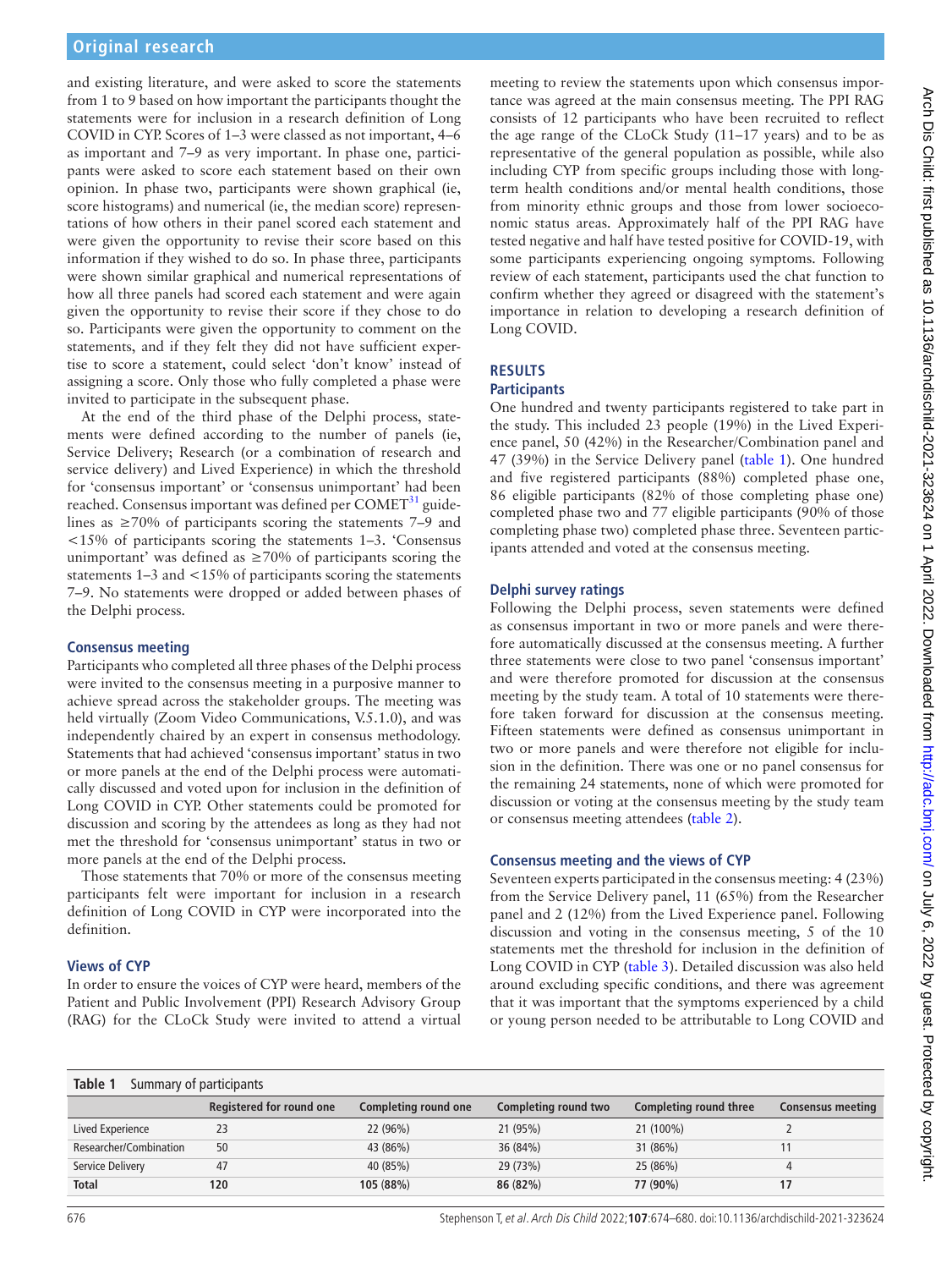and existing literature, and were asked to score the statements from 1 to 9 based on how important the participants thought the statements were for inclusion in a research definition of Long COVID in CYP. Scores of 1–3 were classed as not important, 4–6 as important and 7–9 as very important. In phase one, participants were asked to score each statement based on their own opinion. In phase two, participants were shown graphical (ie, score histograms) and numerical (ie, the median score) representations of how others in their panel scored each statement and were given the opportunity to revise their score based on this information if they wished to do so. In phase three, participants were shown similar graphical and numerical representations of how all three panels had scored each statement and were again given the opportunity to revise their score if they chose to do so. Participants were given the opportunity to comment on the statements, and if they felt they did not have sufficient expertise to score a statement, could select 'don't know' instead of assigning a score. Only those who fully completed a phase were invited to participate in the subsequent phase.

At the end of the third phase of the Delphi process, statements were defined according to the number of panels (ie, Service Delivery; Research (or a combination of research and service delivery) and Lived Experience) in which the threshold for 'consensus important' or 'consensus unimportant' had been reached. Consensus important was defined per COMET[31] guidelines as ≥70% of participants scoring the statements 7–9 and <15% of participants scoring the statements 1–3. 'Consensus unimportant' was defined as ≥70% of participants scoring the statements 1–3 and <15% of participants scoring the statements 7–9. No statements were dropped or added between phases of the Delphi process.

### Consensus meeting

Participants who completed all three phases of the Delphi process were invited to the consensus meeting in a purposive manner to achieve spread across the stakeholder groups. The meeting was held virtually (Zoom Video Communications, V.5.1.0), and was independently chaired by an expert in consensus methodology. Statements that had achieved 'consensus important' status in two or more panels at the end of the Delphi process were automatically discussed and voted upon for inclusion in the definition of Long COVID in CYP. Other statements could be promoted for discussion and scoring by the attendees as long as they had not met the threshold for 'consensus unimportant' status in two or more panels at the end of the Delphi process.

Those statements that 70% or more of the consensus meeting participants felt were important for inclusion in a research definition of Long COVID in CYP were incorporated into the definition.

### Views of CYP

In order to ensure the voices of CYP were heard, members of the Patient and Public Involvement (PPI) Research Advisory Group (RAG) for the CLoCk Study were invited to attend a virtual meeting to review the statements upon which consensus importance was agreed at the main consensus meeting. The PPI RAG consists of 12 participants who have been recruited to reflect the age range of the CLoCk Study (11–17 years) and to be as representative of the general population as possible, while also including CYP from specific groups including those with long-term health conditions and/or mental health conditions, those from minority ethnic groups and those from lower socioeconomic status areas. Approximately half of the PPI RAG have tested negative and half have tested positive for COVID-19, with some participants experiencing ongoing symptoms. Following review of each statement, participants used the chat function to confirm whether they agreed or disagreed with the statement's importance in relation to developing a research definition of Long COVID.

## RESULTS

### Participants

One hundred and twenty participants registered to take part in the study. This included 23 people (19%) in the Lived Experience panel, 50 (42%) in the Researcher/Combination panel and 47 (39%) in the Service Delivery panel (table 1). One hundred and five registered participants (88%) completed phase one, 86 eligible participants (82% of those completing phase one) completed phase two and 77 eligible participants (90% of those completing phase two) completed phase three. Seventeen participants attended and voted at the consensus meeting.

### Delphi survey ratings

Following the Delphi process, seven statements were defined as consensus important in two or more panels and were therefore automatically discussed at the consensus meeting. A further three statements were close to two panel 'consensus important' and were therefore promoted for discussion at the consensus meeting by the study team. A total of 10 statements were therefore taken forward for discussion at the consensus meeting. Fifteen statements were defined as consensus unimportant in two or more panels and were therefore not eligible for inclusion in the definition. There was one or no panel consensus for the remaining 24 statements, none of which were promoted for discussion or voting at the consensus meeting by the study team or consensus meeting attendees (table 2).

### Consensus meeting and the views of CYP

Seventeen experts participated in the consensus meeting: 4 (23%) from the Service Delivery panel, 11 (65%) from the Researcher panel and 2 (12%) from the Lived Experience panel. Following discussion and voting in the consensus meeting, 5 of the 10 statements met the threshold for inclusion in the definition of Long COVID in CYP (table 3). Detailed discussion was also held around excluding specific conditions, and there was agreement that it was important that the symptoms experienced by a child or young person needed to be attributable to Long COVID and

**Table 1** Summary of participants

| | Registered for round one | Completing round one | Completing round two | Completing round three | Consensus meeting |
|---|---|---|---|---|---|
| Lived Experience | 23 | 22 (96%) | 21 (95%) | 21 (100%) | 2 |
| Researcher/Combination | 50 | 43 (86%) | 36 (84%) | 31 (86%) | 11 |
| Service Delivery | 47 | 40 (85%) | 29 (73%) | 25 (86%) | 4 |
| **Total** | **120** | **105 (88%)** | **86 (82%)** | **77 (90%)** | **17** |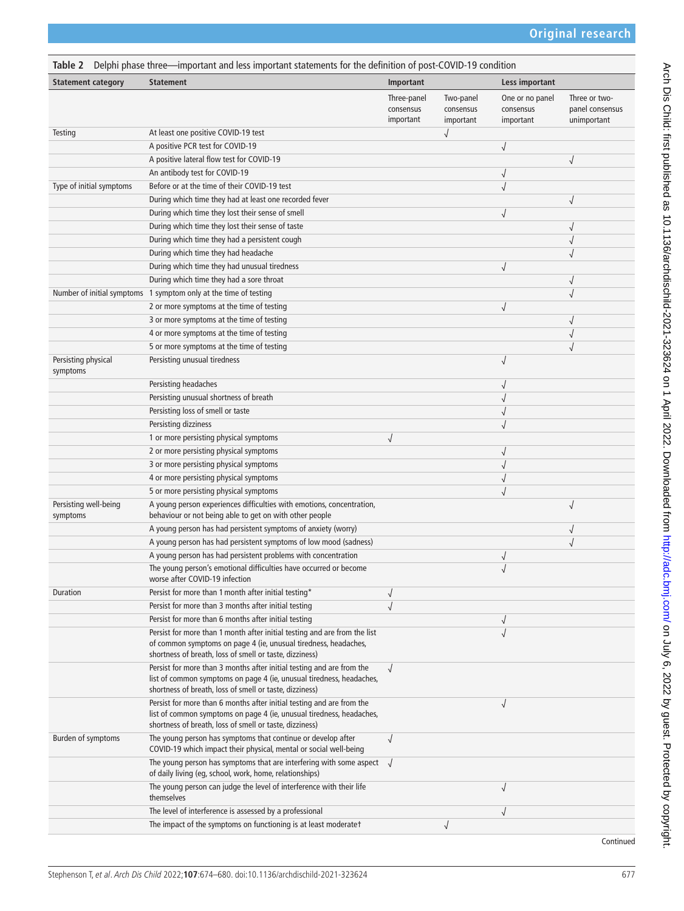**Table 2** Delphi phase three—important and less important statements for the definition of post-COVID-19 condition

| Statement category | Statement | Important | | Less important | |
|---|---|---|---|---|---|
| | | Three-panel consensus important | Two-panel consensus important | One or no panel consensus important | Three or two-panel consensus unimportant |
| Testing | At least one positive COVID-19 test | | √ | | |
| | A positive PCR test for COVID-19 | | | √ | |
| | A positive lateral flow test for COVID-19 | | | | √ |
| | An antibody test for COVID-19 | | | √ | |
| Type of initial symptoms | Before or at the time of their COVID-19 test | | | √ | |
| | During which time they had at least one recorded fever | | | | √ |
| | During which time they lost their sense of smell | | | √ | |
| | During which time they lost their sense of taste | | | | √ |
| | During which time they had a persistent cough | | | | √ |
| | During which time they had headache | | | | √ |
| | During which time they had unusual tiredness | | | √ | |
| | During which time they had a sore throat | | | | √ |
| Number of initial symptoms | 1 symptom only at the time of testing | | | | √ |
| | 2 or more symptoms at the time of testing | | | √ | |
| | 3 or more symptoms at the time of testing | | | | √ |
| | 4 or more symptoms at the time of testing | | | | √ |
| | 5 or more symptoms at the time of testing | | | | √ |
| Persisting physical symptoms | Persisting unusual tiredness | | | √ | |
| | Persisting headaches | | | √ | |
| | Persisting unusual shortness of breath | | | √ | |
| | Persisting loss of smell or taste | | | √ | |
| | Persisting dizziness | | | √ | |
| | 1 or more persisting physical symptoms | √ | | | |
| | 2 or more persisting physical symptoms | | | √ | |
| | 3 or more persisting physical symptoms | | | √ | |
| | 4 or more persisting physical symptoms | | | √ | |
| | 5 or more persisting physical symptoms | | | √ | |
| Persisting well-being symptoms | A young person experiences difficulties with emotions, concentration, behaviour or not being able to get on with other people | | | | √ |
| | A young person has had persistent symptoms of anxiety (worry) | | | | √ |
| | A young person has had persistent symptoms of low mood (sadness) | | | | √ |
| | A young person has had persistent problems with concentration | | | √ | |
| | The young person's emotional difficulties have occurred or become worse after COVID-19 infection | | | √ | |
| Duration | Persist for more than 1 month after initial testing* | √ | | | |
| | Persist for more than 3 months after initial testing | √ | | | |
| | Persist for more than 6 months after initial testing | | | √ | |
| | Persist for more than 1 month after initial testing and are from the list of common symptoms on page 4 (ie, unusual tiredness, headaches, shortness of breath, loss of smell or taste, dizziness) | | | √ | |
| | Persist for more than 3 months after initial testing and are from the list of common symptoms on page 4 (ie, unusual tiredness, headaches, shortness of breath, loss of smell or taste, dizziness) | √ | | | |
| | Persist for more than 6 months after initial testing and are from the list of common symptoms on page 4 (ie, unusual tiredness, headaches, shortness of breath, loss of smell or taste, dizziness) | | | √ | |
| Burden of symptoms | The young person has symptoms that continue or develop after COVID-19 which impact their physical, mental or social well-being | √ | | | |
| | The young person has symptoms that are interfering with some aspect of daily living (eg, school, work, home, relationships) | √ | | | |
| | The young person can judge the level of interference with their life themselves | | | √ | |
| | The level of interference is assessed by a professional | | | √ | |
| | The impact of the symptoms on functioning is at least moderate† | | √ | | |

Continued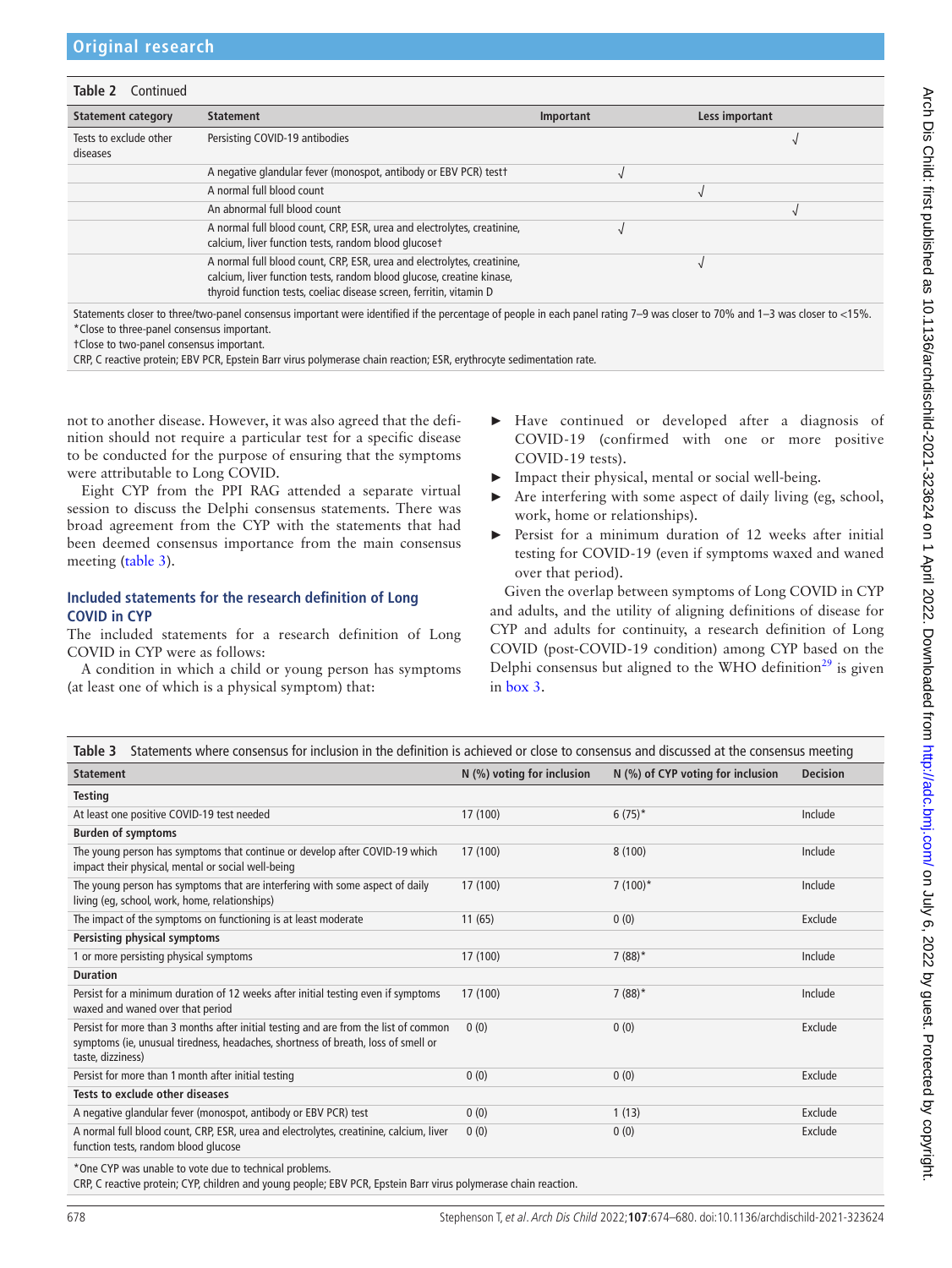**Table 2** Continued

| Statement category | Statement | Important | Less important |
|---|---|---|---|
| Tests to exclude other diseases | Persisting COVID-19 antibodies | | √ |
| | A negative glandular fever (monospot, antibody or EBV PCR) test† | √ | |
| | A normal full blood count | | √ |
| | An abnormal full blood count | | √ |
| | A normal full blood count, CRP, ESR, urea and electrolytes, creatinine, calcium, liver function tests, random blood glucose† | √ | |
| | A normal full blood count, CRP, ESR, urea and electrolytes, creatinine, calcium, liver function tests, random blood glucose, creatine kinase, thyroid function tests, coeliac disease screen, ferritin, vitamin D | | √ |

Statements closer to three/two-panel consensus important were identified if the percentage of people in each panel rating 7–9 was closer to 70% and 1–3 was closer to <15%.
*Close to three-panel consensus important.
†Close to two-panel consensus important.
CRP, C reactive protein; EBV PCR, Epstein Barr virus polymerase chain reaction; ESR, erythrocyte sedimentation rate.

not to another disease. However, it was also agreed that the definition should not require a particular test for a specific disease to be conducted for the purpose of ensuring that the symptoms were attributable to Long COVID.

Eight CYP from the PPI RAG attended a separate virtual session to discuss the Delphi consensus statements. There was broad agreement from the CYP with the statements that had been deemed consensus importance from the main consensus meeting (table 3).

### Included statements for the research definition of Long COVID in CYP

The included statements for a research definition of Long COVID in CYP were as follows:

A condition in which a child or young person has symptoms (at least one of which is a physical symptom) that:

- Have continued or developed after a diagnosis of COVID-19 (confirmed with one or more positive COVID-19 tests).
- Impact their physical, mental or social well-being.
- Are interfering with some aspect of daily living (eg, school, work, home or relationships).
- Persist for a minimum duration of 12 weeks after initial testing for COVID-19 (even if symptoms waxed and waned over that period).

Given the overlap between symptoms of Long COVID in CYP and adults, and the utility of aligning definitions of disease for CYP and adults for continuity, a research definition of Long COVID (post-COVID-19 condition) among CYP based on the Delphi consensus but aligned to the WHO definition[29] is given in box 3.

**Table 3** Statements where consensus for inclusion in the definition is achieved or close to consensus and discussed at the consensus meeting

| Statement | N (%) voting for inclusion | N (%) of CYP voting for inclusion | Decision |
|---|---|---|---|
| **Testing** | | | |
| At least one positive COVID-19 test needed | 17 (100) | 6 (75)* | Include |
| **Burden of symptoms** | | | |
| The young person has symptoms that continue or develop after COVID-19 which impact their physical, mental or social well-being | 17 (100) | 8 (100) | Include |
| The young person has symptoms that are interfering with some aspect of daily living (eg, school, work, home, relationships) | 17 (100) | 7 (100)* | Include |
| The impact of the symptoms on functioning is at least moderate | 11 (65) | 0 (0) | Exclude |
| **Persisting physical symptoms** | | | |
| 1 or more persisting physical symptoms | 17 (100) | 7 (88)* | Include |
| **Duration** | | | |
| Persist for a minimum duration of 12 weeks after initial testing even if symptoms waxed and waned over that period | 17 (100) | 7 (88)* | Include |
| Persist for more than 3 months after initial testing and are from the list of common symptoms (ie, unusual tiredness, headaches, shortness of breath, loss of smell or taste, dizziness) | 0 (0) | 0 (0) | Exclude |
| Persist for more than 1 month after initial testing | 0 (0) | 0 (0) | Exclude |
| **Tests to exclude other diseases** | | | |
| A negative glandular fever (monospot, antibody or EBV PCR) test | 0 (0) | 1 (13) | Exclude |
| A normal full blood count, CRP, ESR, urea and electrolytes, creatinine, calcium, liver function tests, random blood glucose | 0 (0) | 0 (0) | Exclude |

*One CYP was unable to vote due to technical problems.
CRP, C reactive protein; CYP, children and young people; EBV PCR, Epstein Barr virus polymerase chain reaction.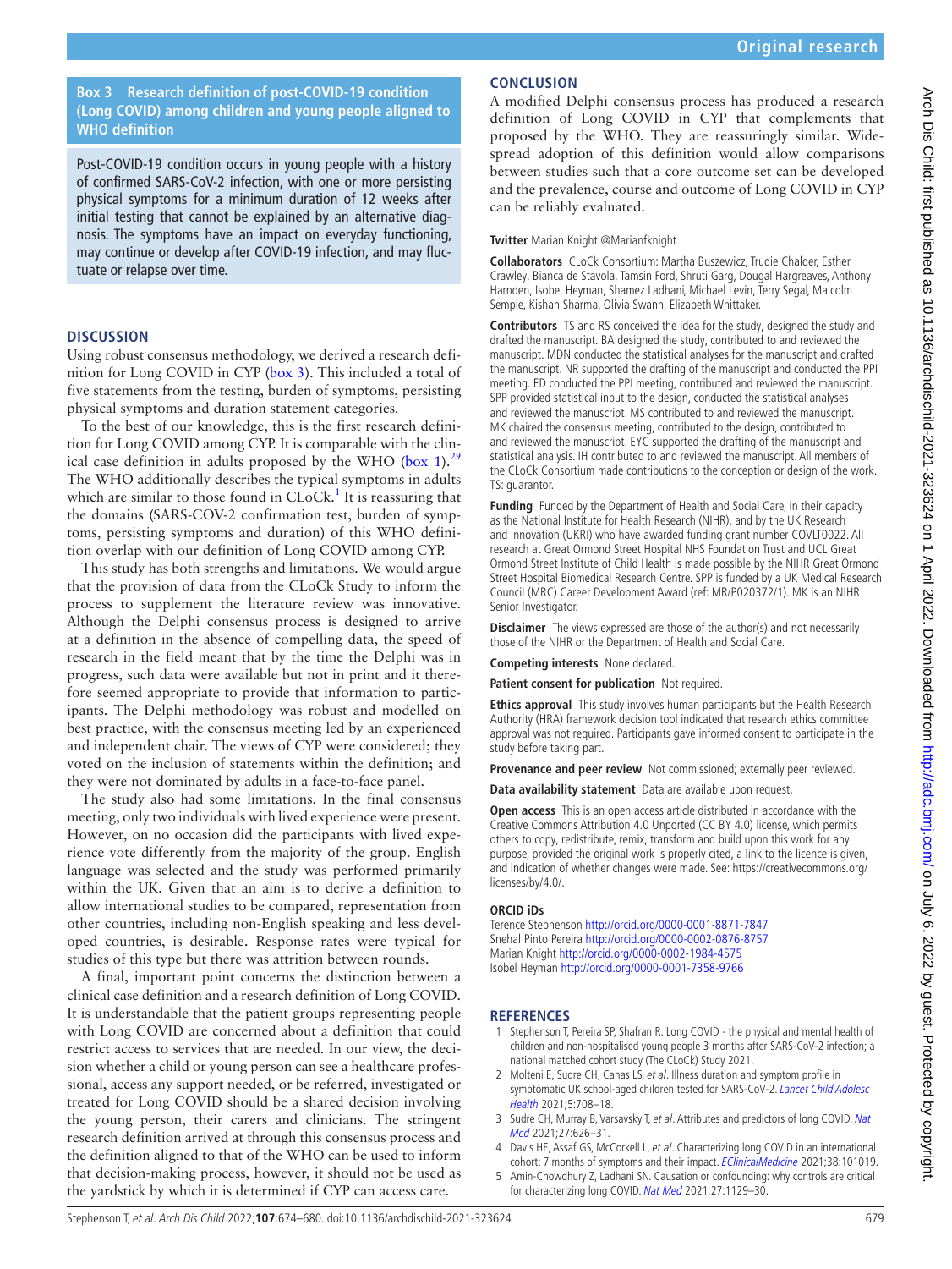**Box 3 Research definition of post-COVID-19 condition (Long COVID) among children and young people aligned to WHO definition**

Post-COVID-19 condition occurs in young people with a history of confirmed SARS-CoV-2 infection, with one or more persisting physical symptoms for a minimum duration of 12 weeks after initial testing that cannot be explained by an alternative diagnosis. The symptoms have an impact on everyday functioning, may continue or develop after COVID-19 infection, and may fluctuate or relapse over time.

## DISCUSSION

Using robust consensus methodology, we derived a research definition for Long COVID in CYP (box 3). This included a total of five statements from the testing, burden of symptoms, persisting physical symptoms and duration statement categories.

To the best of our knowledge, this is the first research definition for Long COVID among CYP. It is comparable with the clinical case definition in adults proposed by the WHO (box 1).[29] The WHO additionally describes the typical symptoms in adults which are similar to those found in CLoCk.[1] It is reassuring that the domains (SARS-COV-2 confirmation test, burden of symptoms, persisting symptoms and duration) of this WHO definition overlap with our definition of Long COVID among CYP.

This study has both strengths and limitations. We would argue that the provision of data from the CLoCk Study to inform the process to supplement the literature review was innovative. Although the Delphi consensus process is designed to arrive at a definition in the absence of compelling data, the speed of research in the field meant that by the time the Delphi was in progress, such data were available but not in print and it therefore seemed appropriate to provide that information to participants. The Delphi methodology was robust and modelled on best practice, with the consensus meeting led by an experienced and independent chair. The views of CYP were considered; they voted on the inclusion of statements within the definition; and they were not dominated by adults in a face-to-face panel.

The study also had some limitations. In the final consensus meeting, only two individuals with lived experience were present. However, on no occasion did the participants with lived experience vote differently from the majority of the group. English language was selected and the study was performed primarily within the UK. Given that an aim is to derive a definition to allow international studies to be compared, representation from other countries, including non-English speaking and less developed countries, is desirable. Response rates were typical for studies of this type but there was attrition between rounds.

A final, important point concerns the distinction between a clinical case definition and a research definition of Long COVID. It is understandable that the patient groups representing people with Long COVID are concerned about a definition that could restrict access to services that are needed. In our view, the decision whether a child or young person can see a healthcare professional, access any support needed, or be referred, investigated or treated for Long COVID should be a shared decision involving the young person, their carers and clinicians. The stringent research definition arrived at through this consensus process and the definition aligned to that of the WHO can be used to inform that decision-making process, however, it should not be used as the yardstick by which it is determined if CYP can access care.

## CONCLUSION

A modified Delphi consensus process has produced a research definition of Long COVID in CYP that complements that proposed by the WHO. They are reassuringly similar. Widespread adoption of this definition would allow comparisons between studies such that a core outcome set can be developed and the prevalence, course and outcome of Long COVID in CYP can be reliably evaluated.

**Twitter** Marian Knight @Marianfknight

**Collaborators** CLoCk Consortium: Martha Buszewicz, Trudie Chalder, Esther Crawley, Bianca de Stavola, Tamsin Ford, Shruti Garg, Dougal Hargreaves, Anthony Harnden, Isobel Heyman, Shamez Ladhani, Michael Levin, Terry Segal, Malcolm Semple, Kishan Sharma, Olivia Swann, Elizabeth Whittaker.

**Contributors** TS and RS conceived the idea for the study, designed the study and drafted the manuscript. BA designed the study, contributed to and reviewed the manuscript. MDN conducted the statistical analyses for the manuscript and drafted the manuscript. NR supported the drafting of the manuscript and conducted the PPI meeting. ED conducted the PPI meeting, contributed and reviewed the manuscript. SPP provided statistical input to the design, conducted the statistical analyses and reviewed the manuscript. MS contributed to and reviewed the manuscript. MK chaired the consensus meeting, contributed to the design, contributed to and reviewed the manuscript. EYC supported the drafting of the manuscript and statistical analysis. IH contributed to and reviewed the manuscript. All members of the CLoCk Consortium made contributions to the conception or design of the work. TS: guarantor.

**Funding** Funded by the Department of Health and Social Care, in their capacity as the National Institute for Health Research (NIHR), and by the UK Research and Innovation (UKRI) who have awarded funding grant number COVLT0022. All research at Great Ormond Street Hospital NHS Foundation Trust and UCL Great Ormond Street Institute of Child Health is made possible by the NIHR Great Ormond Street Hospital Biomedical Research Centre. SPP is funded by a UK Medical Research Council (MRC) Career Development Award (ref: MR/P020372/1). MK is an NIHR Senior Investigator.

**Disclaimer** The views expressed are those of the author(s) and not necessarily those of the NIHR or the Department of Health and Social Care.

**Competing interests** None declared.

**Patient consent for publication** Not required.

**Ethics approval** This study involves human participants but the Health Research Authority (HRA) framework decision tool indicated that research ethics committee approval was not required. Participants gave informed consent to participate in the study before taking part.

**Provenance and peer review** Not commissioned; externally peer reviewed.

**Data availability statement** Data are available upon request.

**Open access** This is an open access article distributed in accordance with the Creative Commons Attribution 4.0 Unported (CC BY 4.0) license, which permits others to copy, redistribute, remix, transform and build upon this work for any purpose, provided the original work is properly cited, a link to the licence is given, and indication of whether changes were made. See: https://creativecommons.org/licenses/by/4.0/.

### ORCID iDs

Terence Stephenson http://orcid.org/0000-0001-8871-7847
Snehal Pinto Pereira http://orcid.org/0000-0002-0876-8757
Marian Knight http://orcid.org/0000-0002-1984-4575
Isobel Heyman http://orcid.org/0000-0001-7358-9766

## REFERENCES

1. Stephenson T, Pereira SP, Shafran R. Long COVID - the physical and mental health of children and non-hospitalised young people 3 months after SARS-CoV-2 infection; a national matched cohort study (The CLoCk) Study 2021.
2. Molteni E, Sudre CH, Canas LS, *et al*. Illness duration and symptom profile in symptomatic UK school-aged children tested for SARS-CoV-2. *Lancet Child Adolesc Health* 2021;5:708–18.
3. Sudre CH, Murray B, Varsavsky T, *et al*. Attributes and predictors of long COVID. *Nat Med* 2021;27:626–31.
4. Davis HE, Assaf GS, McCorkell L, *et al*. Characterizing long COVID in an international cohort: 7 months of symptoms and their impact. *EClinicalMedicine* 2021;38:101019.
5. Amin-Chowdhury Z, Ladhani SN. Causation or confounding: why controls are critical for characterizing long COVID. *Nat Med* 2021;27:1129–30.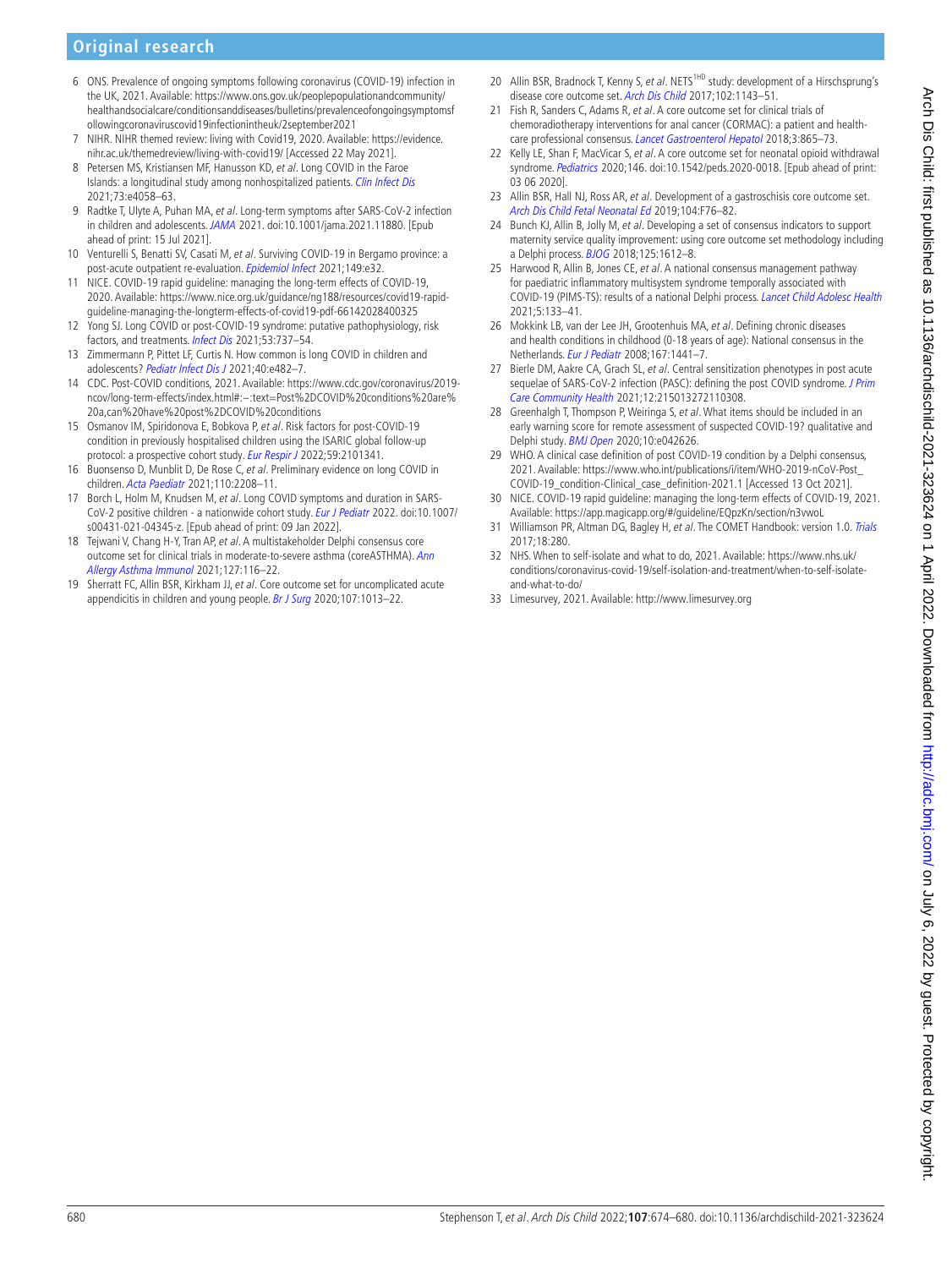6 ONS. Prevalence of ongoing symptoms following coronavirus (COVID-19) infection in the UK, 2021. Available: https://www.ons.gov.uk/peoplepopulationandcommunity/healthandsocialcare/conditionsanddiseases/bulletins/prevalenceofongoingsymptomsfollowingcoronaviruscovid19infectionintheuk/2september2021
7 NIHR. NIHR themed review: living with Covid19, 2020. Available: https://evidence.nihr.ac.uk/themedreview/living-with-covid19/ [Accessed 22 May 2021].
8 Petersen MS, Kristiansen MF, Hanusson KD, *et al*. Long COVID in the Faroe Islands: a longitudinal study among nonhospitalized patients. *Clin Infect Dis* 2021;73:e4058–63.
9 Radtke T, Ulyte A, Puhan MA, *et al*. Long-term symptoms after SARS-CoV-2 infection in children and adolescents. *JAMA* 2021. doi:10.1001/jama.2021.11880. [Epub ahead of print: 15 Jul 2021].
10 Venturelli S, Benatti SV, Casati M, *et al*. Surviving COVID-19 in Bergamo province: a post-acute outpatient re-evaluation. *Epidemiol Infect* 2021;149:e32.
11 NICE. COVID-19 rapid guideline: managing the long-term effects of COVID-19, 2020. Available: https://www.nice.org.uk/guidance/ng188/resources/covid19-rapid-guideline-managing-the-longterm-effects-of-covid19-pdf-66142028400325
12 Yong SJ. Long COVID or post-COVID-19 syndrome: putative pathophysiology, risk factors, and treatments. *Infect Dis* 2021;53:737–54.
13 Zimmermann P, Pittet LF, Curtis N. How common is long COVID in children and adolescents? *Pediatr Infect Dis J* 2021;40:e482–7.
14 CDC. Post-COVID conditions, 2021. Available: https://www.cdc.gov/coronavirus/2019-ncov/long-term-effects/index.html#:~:text=Post%2DCOVID%20conditions%20are%20a,can%20have%20post%2DCOVID%20conditions
15 Osmanov IM, Spiridonova E, Bobkova P, *et al*. Risk factors for post-COVID-19 condition in previously hospitalised children using the ISARIC global follow-up protocol: a prospective cohort study. *Eur Respir J* 2022;59:2101341.
16 Buonsenso D, Munblit D, De Rose C, *et al*. Preliminary evidence on long COVID in children. *Acta Paediatr* 2021;110:2208–11.
17 Borch L, Holm M, Knudsen M, *et al*. Long COVID symptoms and duration in SARS-CoV-2 positive children - a nationwide cohort study. *Eur J Pediatr* 2022. doi:10.1007/s00431-021-04345-z. [Epub ahead of print: 09 Jan 2022].
18 Tejwani V, Chang H-Y, Tran AP, *et al*. A multistakeholder Delphi consensus core outcome set for clinical trials in moderate-to-severe asthma (coreASTHMA). *Ann Allergy Asthma Immunol* 2021;127:116–22.
19 Sherratt FC, Allin BSR, Kirkham JJ, *et al*. Core outcome set for uncomplicated acute appendicitis in children and young people. *Br J Surg* 2020;107:1013–22.
20 Allin BSR, Bradnock T, Kenny S, *et al*. NETS[1HD] study: development of a Hirschsprung's disease core outcome set. *Arch Dis Child* 2017;102:1143–51.
21 Fish R, Sanders C, Adams R, *et al*. A core outcome set for clinical trials of chemoradiotherapy interventions for anal cancer (CORMAC): a patient and health-care professional consensus. *Lancet Gastroenterol Hepatol* 2018;3:865–73.
22 Kelly LE, Shan F, MacVicar S, *et al*. A core outcome set for neonatal opioid withdrawal syndrome. *Pediatrics* 2020;146. doi:10.1542/peds.2020-0018. [Epub ahead of print: 03 06 2020].
23 Allin BSR, Hall NJ, Ross AR, *et al*. Development of a gastroschisis core outcome set. *Arch Dis Child Fetal Neonatal Ed* 2019;104:F76–82.
24 Bunch KJ, Allin B, Jolly M, *et al*. Developing a set of consensus indicators to support maternity service quality improvement: using core outcome set methodology including a Delphi process. *BJOG* 2018;125:1612–8.
25 Harwood R, Allin B, Jones CE, *et al*. A national consensus management pathway for paediatric inflammatory multisystem syndrome temporally associated with COVID-19 (PIMS-TS): results of a national Delphi process. *Lancet Child Adolesc Health* 2021;5:133–41.
26 Mokkink LB, van der Lee JH, Grootenhuis MA, *et al*. Defining chronic diseases and health conditions in childhood (0-18 years of age): National consensus in the Netherlands. *Eur J Pediatr* 2008;167:1441–7.
27 Bierle DM, Aakre CA, Grach SL, *et al*. Central sensitization phenotypes in post acute sequelae of SARS-CoV-2 infection (PASC): defining the post COVID syndrome. *J Prim Care Community Health* 2021;12:215013272110308.
28 Greenhalgh T, Thompson P, Weiringa S, *et al*. What items should be included in an early warning score for remote assessment of suspected COVID-19? qualitative and Delphi study. *BMJ Open* 2020;10:e042626.
29 WHO. A clinical case definition of post COVID-19 condition by a Delphi consensus, 2021. Available: https://www.who.int/publications/i/item/WHO-2019-nCoV-Post_COVID-19_condition-Clinical_case_definition-2021.1 [Accessed 13 Oct 2021].
30 NICE. COVID-19 rapid guideline: managing the long-term effects of COVID-19, 2021. Available: https://app.magicapp.org/#/guideline/EQpzKn/section/n3vwoL
31 Williamson PR, Altman DG, Bagley H, *et al*. The COMET Handbook: version 1.0. *Trials* 2017;18:280.
32 NHS. When to self-isolate and what to do, 2021. Available: https://www.nhs.uk/conditions/coronavirus-covid-19/self-isolation-and-treatment/when-to-self-isolate-and-what-to-do/
33 Limesurvey, 2021. Available: http://www.limesurvey.org